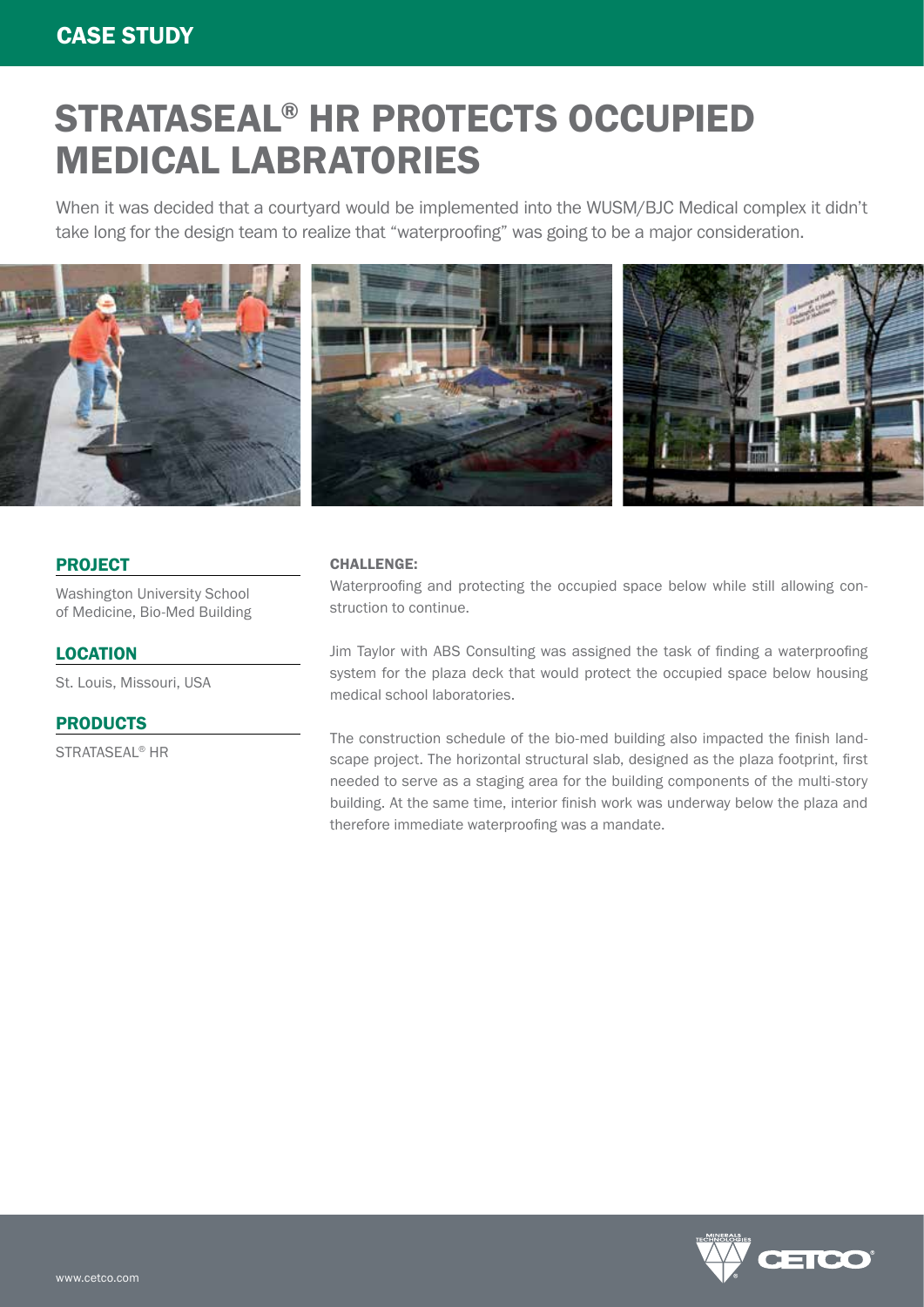CASE STUDY

# STRATASEAL® HR PROTECTS OCCUPIED MEDICAL LABRATORIES

When it was decided that a courtyard would be implemented into the WUSM/BJC Medical complex it didn't take long for the design team to realize that "waterproofing" was going to be a major consideration.

## PROJECT

Washington University School of Medicine, Bio-Med Building

## LOCATION

St. Louis, Missouri, USA

## PRODUCTS

STRATASEAL® HR

### CHALLENGE:

Waterproofing and protecting the occupied space below while still allowing construction to continue.

Jim Taylor with ABS Consulting was assigned the task of finding a waterproofing system for the plaza deck that would protect the occupied space below housing medical school laboratories.

The construction schedule of the bio-med building also impacted the finish landscape project. The horizontal structural slab, designed as the plaza footprint, first needed to serve as a staging area for the building components of the multi-story building. At the same time, interior finish work was underway below the plaza and therefore immediate waterproofing was a mandate.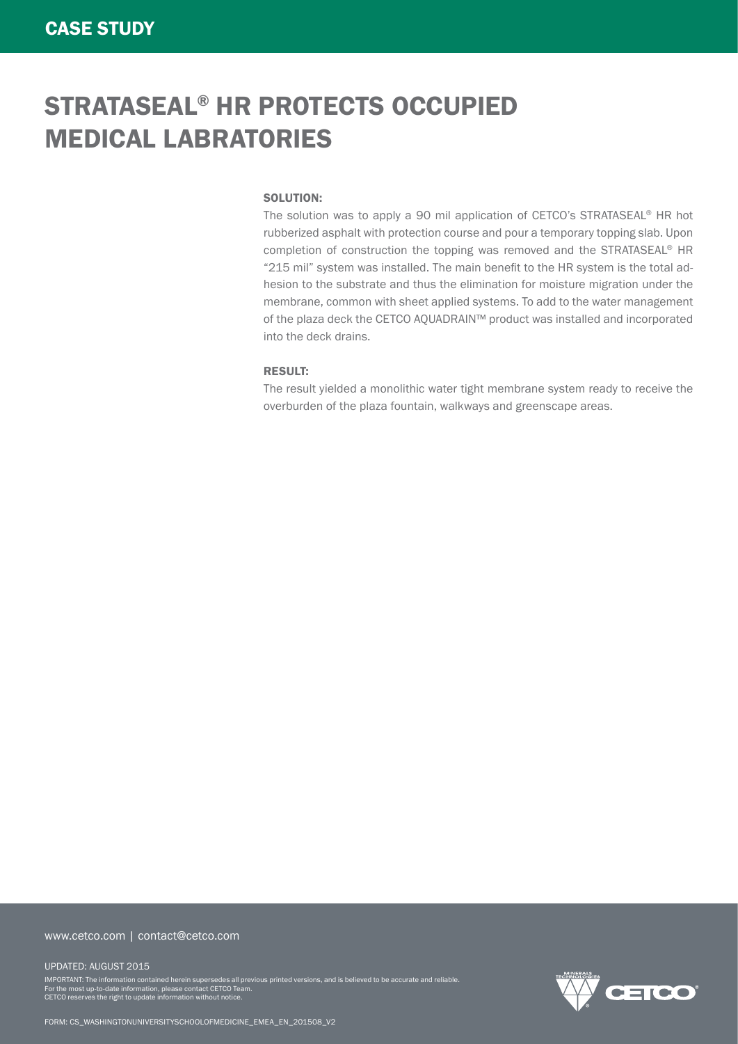# STRATASEAL® HR PROTECTS OCCUPIED MEDICAL LABRATORIES

### SOLUTION:

The solution was to apply a 90 mil application of CETCO's STRATASEAL® HR hot rubberized asphalt with protection course and pour a temporary topping slab. Upon completion of construction the topping was removed and the STRATASEAL® HR "215 mil" system was installed. The main benefit to the HR system is the total adhesion to the substrate and thus the elimination for moisture migration under the membrane, common with sheet applied systems. To add to the water management of the plaza deck the CETCO AQUADRAIN™ product was installed and incorporated into the deck drains.

### RESULT:

The result yielded a monolithic water tight membrane system ready to receive the overburden of the plaza fountain, walkways and greenscape areas.

www.cetco.com | contact@cetco.com

UPDATED: AUGUST 2015

IMPORTANT: The information contained herein supersedes all previous printed versions, and is believed to be accurate and reliable. For the most up-to-date information, please contact CETCO Team. CETCO reserves the right to update information without notice.

FORM: CS_WASHINGTONUNIVERSITYSCHOOLOFMEDICINE_EMEA_EN_201508_V2